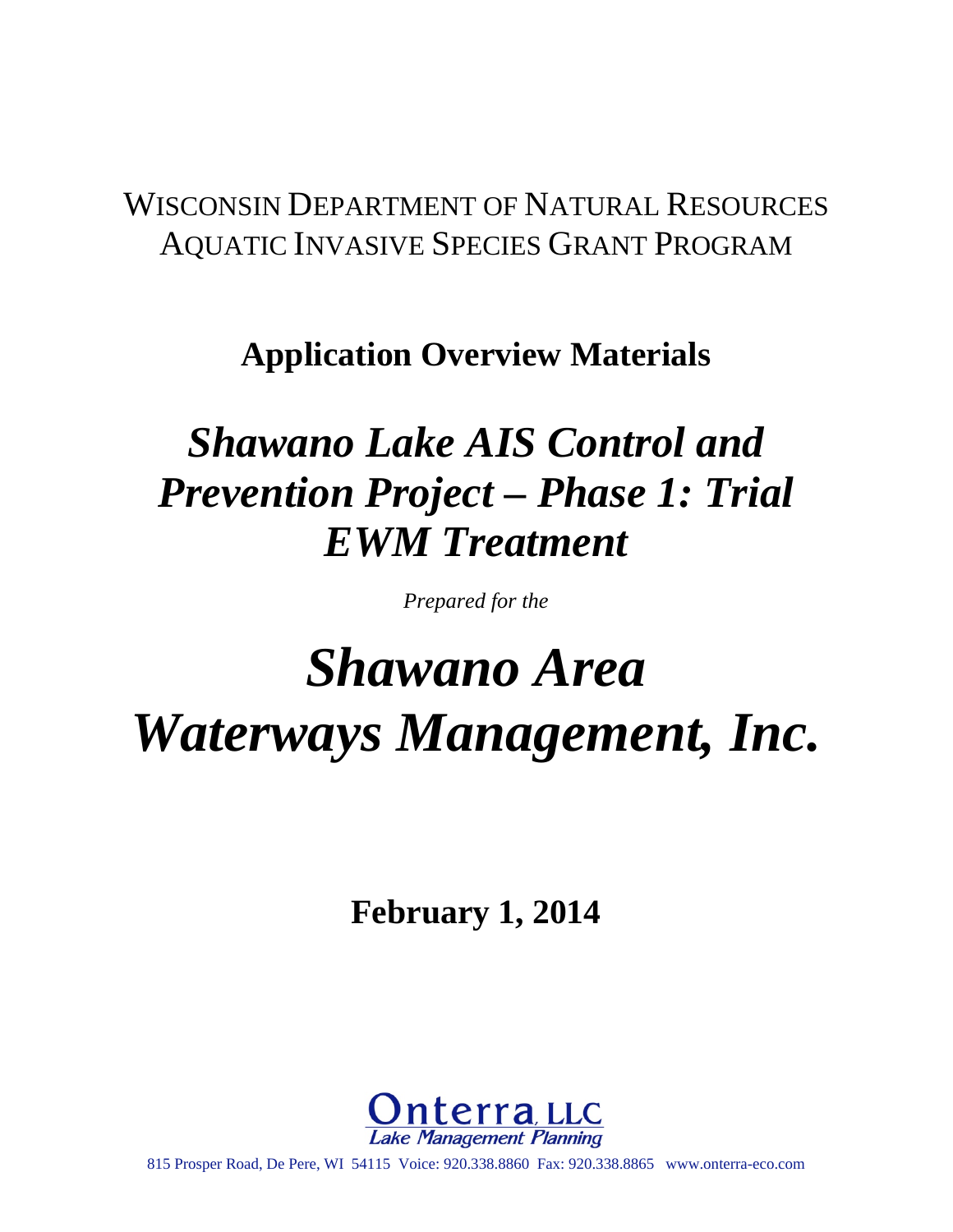WISCONSIN DEPARTMENT OF NATURAL RESOURCES
AQUATIC INVASIVE SPECIES GRANT PROGRAM

**Application Overview Materials**

# *Shawano Lake AIS Control and Prevention Project – Phase 1: Trial EWM Treatment*

*Prepared for the*

# *Shawano Area Waterways Management, Inc.*

**February 1, 2014**

Onterra, LLC
Lake Management Planning

815 Prosper Road, De Pere, WI 54115 Voice: 920.338.8860 Fax: 920.338.8865 www.onterra-eco.com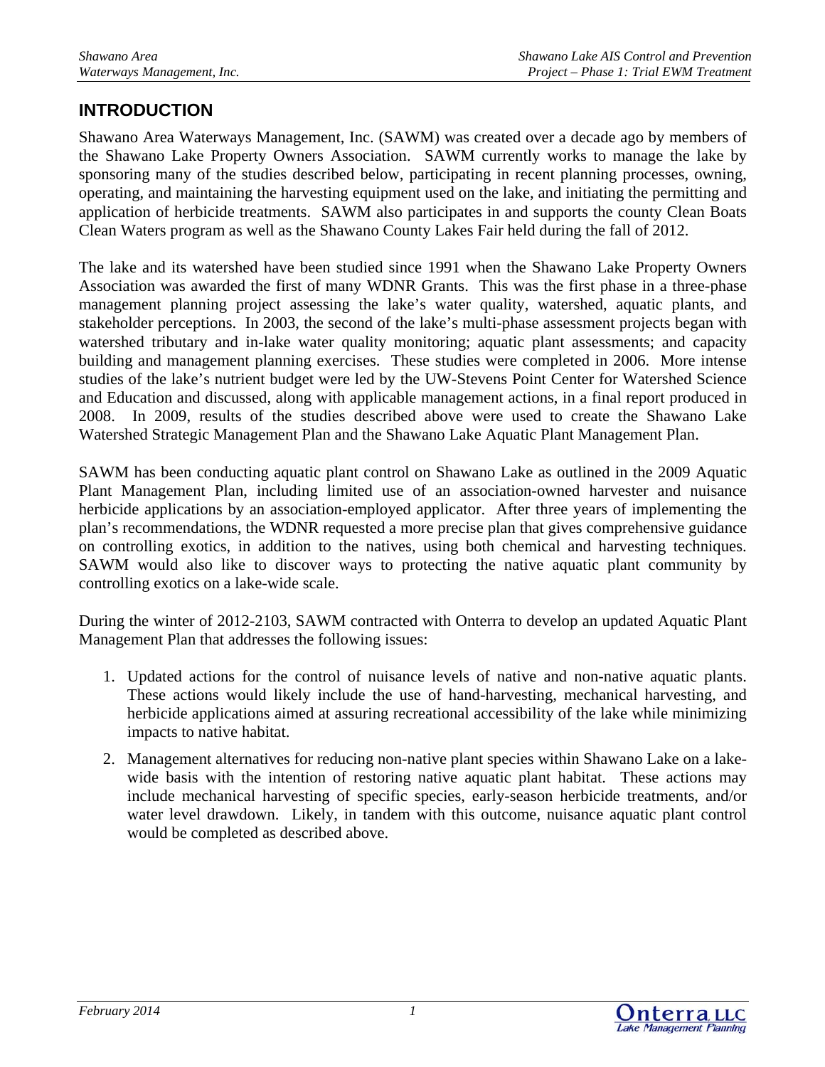# INTRODUCTION

Shawano Area Waterways Management, Inc. (SAWM) was created over a decade ago by members of the Shawano Lake Property Owners Association. SAWM currently works to manage the lake by sponsoring many of the studies described below, participating in recent planning processes, owning, operating, and maintaining the harvesting equipment used on the lake, and initiating the permitting and application of herbicide treatments. SAWM also participates in and supports the county Clean Boats Clean Waters program as well as the Shawano County Lakes Fair held during the fall of 2012.

The lake and its watershed have been studied since 1991 when the Shawano Lake Property Owners Association was awarded the first of many WDNR Grants. This was the first phase in a three-phase management planning project assessing the lake's water quality, watershed, aquatic plants, and stakeholder perceptions. In 2003, the second of the lake's multi-phase assessment projects began with watershed tributary and in-lake water quality monitoring; aquatic plant assessments; and capacity building and management planning exercises. These studies were completed in 2006. More intense studies of the lake's nutrient budget were led by the UW-Stevens Point Center for Watershed Science and Education and discussed, along with applicable management actions, in a final report produced in 2008. In 2009, results of the studies described above were used to create the Shawano Lake Watershed Strategic Management Plan and the Shawano Lake Aquatic Plant Management Plan.

SAWM has been conducting aquatic plant control on Shawano Lake as outlined in the 2009 Aquatic Plant Management Plan, including limited use of an association-owned harvester and nuisance herbicide applications by an association-employed applicator. After three years of implementing the plan's recommendations, the WDNR requested a more precise plan that gives comprehensive guidance on controlling exotics, in addition to the natives, using both chemical and harvesting techniques. SAWM would also like to discover ways to protecting the native aquatic plant community by controlling exotics on a lake-wide scale.

During the winter of 2012-2103, SAWM contracted with Onterra to develop an updated Aquatic Plant Management Plan that addresses the following issues:

1. Updated actions for the control of nuisance levels of native and non-native aquatic plants. These actions would likely include the use of hand-harvesting, mechanical harvesting, and herbicide applications aimed at assuring recreational accessibility of the lake while minimizing impacts to native habitat.
2. Management alternatives for reducing non-native plant species within Shawano Lake on a lake-wide basis with the intention of restoring native aquatic plant habitat. These actions may include mechanical harvesting of specific species, early-season herbicide treatments, and/or water level drawdown. Likely, in tandem with this outcome, nuisance aquatic plant control would be completed as described above.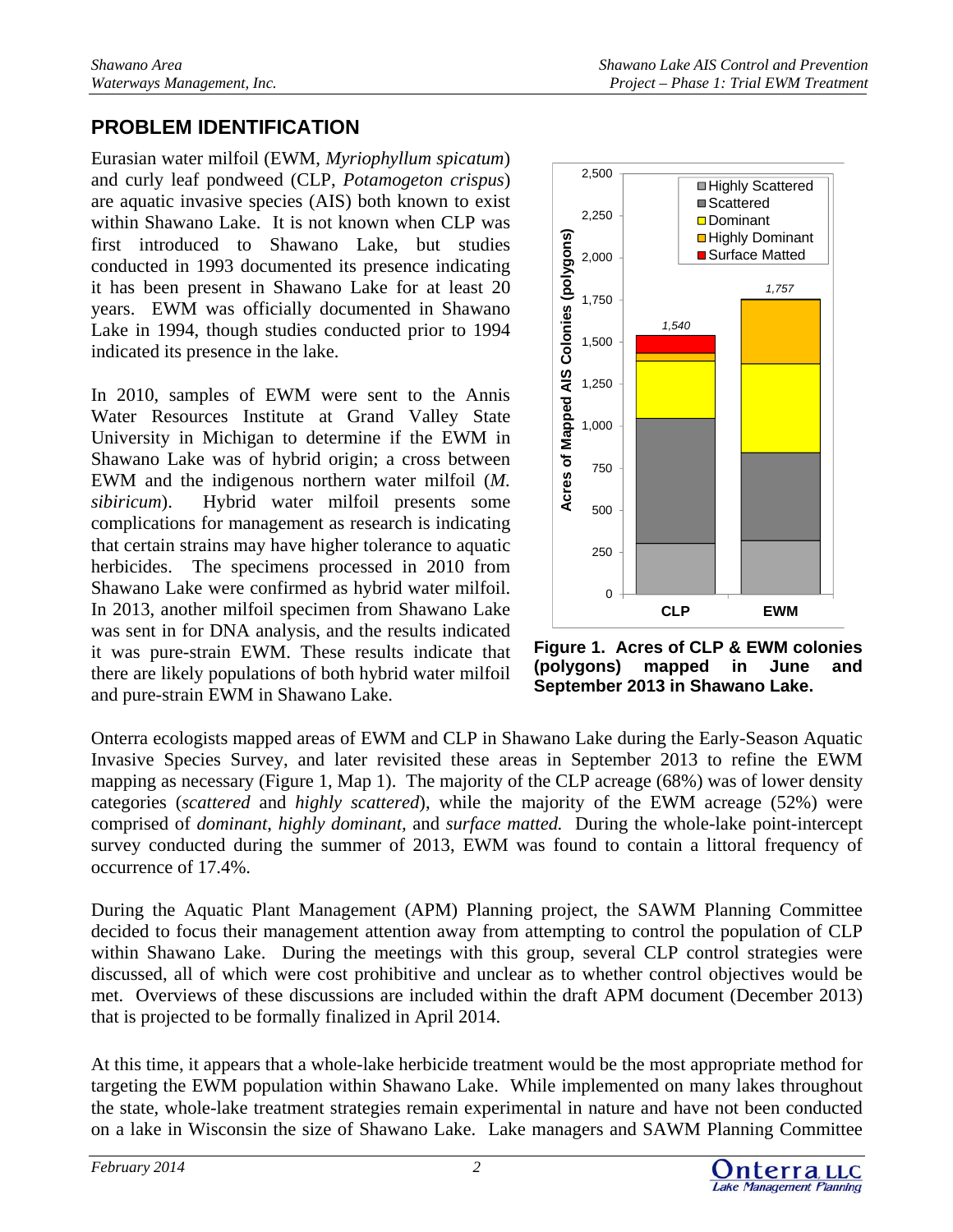## PROBLEM IDENTIFICATION

Eurasian water milfoil (EWM, *Myriophyllum spicatum*) and curly leaf pondweed (CLP, *Potamogeton crispus*) are aquatic invasive species (AIS) both known to exist within Shawano Lake. It is not known when CLP was first introduced to Shawano Lake, but studies conducted in 1993 documented its presence indicating it has been present in Shawano Lake for at least 20 years. EWM was officially documented in Shawano Lake in 1994, though studies conducted prior to 1994 indicated its presence in the lake.

In 2010, samples of EWM were sent to the Annis Water Resources Institute at Grand Valley State University in Michigan to determine if the EWM in Shawano Lake was of hybrid origin; a cross between EWM and the indigenous northern water milfoil (*M. sibiricum*). Hybrid water milfoil presents some complications for management as research is indicating that certain strains may have higher tolerance to aquatic herbicides. The specimens processed in 2010 from Shawano Lake were confirmed as hybrid water milfoil. In 2013, another milfoil specimen from Shawano Lake was sent in for DNA analysis, and the results indicated it was pure-strain EWM. These results indicate that there are likely populations of both hybrid water milfoil and pure-strain EWM in Shawano Lake.

**Figure 1. Acres of CLP & EWM colonies (polygons) mapped in June and September 2013 in Shawano Lake.**

Onterra ecologists mapped areas of EWM and CLP in Shawano Lake during the Early-Season Aquatic Invasive Species Survey, and later revisited these areas in September 2013 to refine the EWM mapping as necessary (Figure 1, Map 1). The majority of the CLP acreage (68%) was of lower density categories (*scattered* and *highly scattered*), while the majority of the EWM acreage (52%) were comprised of *dominant*, *highly dominant*, and *surface matted.* During the whole-lake point-intercept survey conducted during the summer of 2013, EWM was found to contain a littoral frequency of occurrence of 17.4%.

During the Aquatic Plant Management (APM) Planning project, the SAWM Planning Committee decided to focus their management attention away from attempting to control the population of CLP within Shawano Lake. During the meetings with this group, several CLP control strategies were discussed, all of which were cost prohibitive and unclear as to whether control objectives would be met. Overviews of these discussions are included within the draft APM document (December 2013) that is projected to be formally finalized in April 2014.

At this time, it appears that a whole-lake herbicide treatment would be the most appropriate method for targeting the EWM population within Shawano Lake. While implemented on many lakes throughout the state, whole-lake treatment strategies remain experimental in nature and have not been conducted on a lake in Wisconsin the size of Shawano Lake. Lake managers and SAWM Planning Committee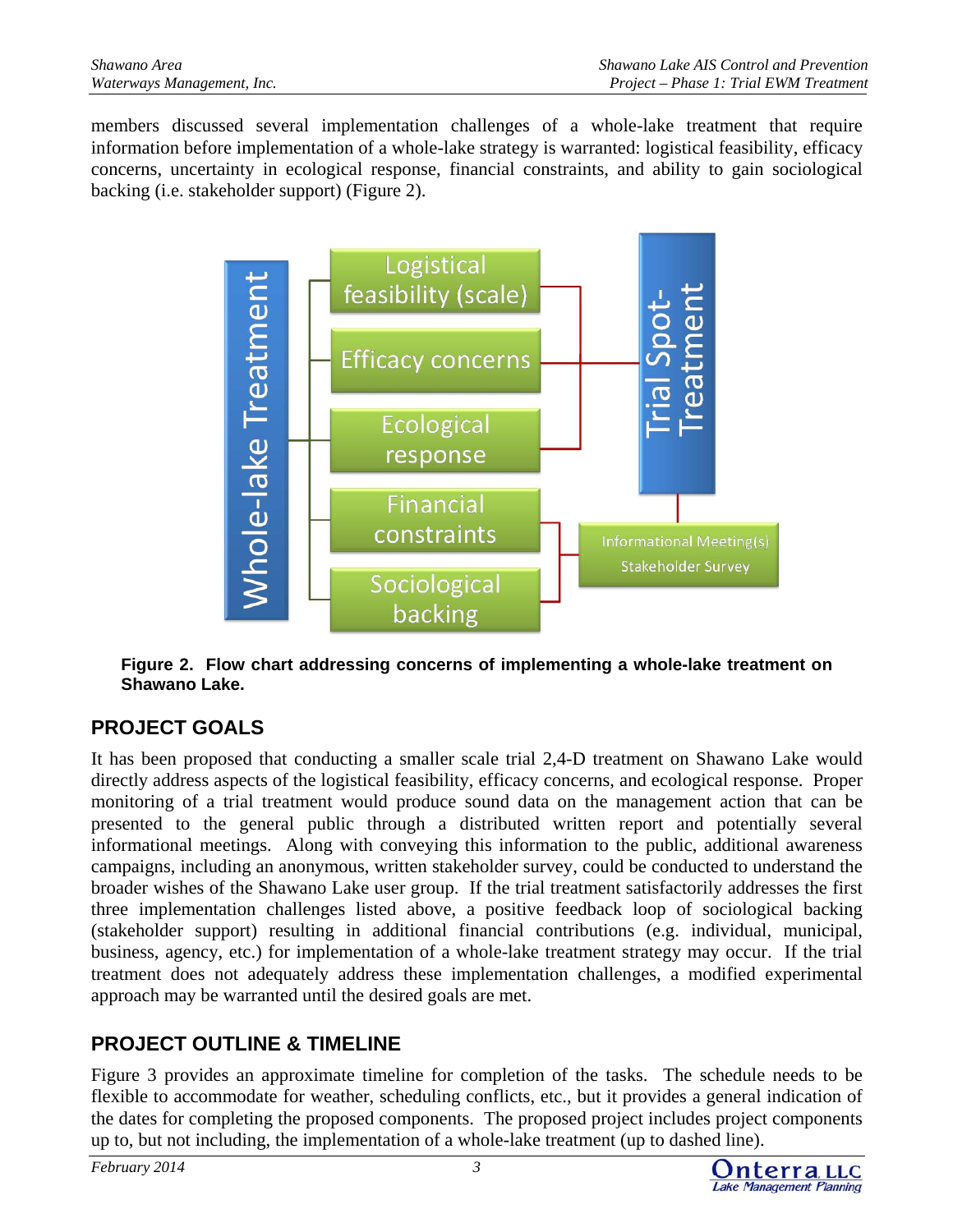members discussed several implementation challenges of a whole-lake treatment that require information before implementation of a whole-lake strategy is warranted: logistical feasibility, efficacy concerns, uncertainty in ecological response, financial constraints, and ability to gain sociological backing (i.e. stakeholder support) (Figure 2).

**Figure 2. Flow chart addressing concerns of implementing a whole-lake treatment on Shawano Lake.**

## PROJECT GOALS

It has been proposed that conducting a smaller scale trial 2,4-D treatment on Shawano Lake would directly address aspects of the logistical feasibility, efficacy concerns, and ecological response. Proper monitoring of a trial treatment would produce sound data on the management action that can be presented to the general public through a distributed written report and potentially several informational meetings. Along with conveying this information to the public, additional awareness campaigns, including an anonymous, written stakeholder survey, could be conducted to understand the broader wishes of the Shawano Lake user group. If the trial treatment satisfactorily addresses the first three implementation challenges listed above, a positive feedback loop of sociological backing (stakeholder support) resulting in additional financial contributions (e.g. individual, municipal, business, agency, etc.) for implementation of a whole-lake treatment strategy may occur. If the trial treatment does not adequately address these implementation challenges, a modified experimental approach may be warranted until the desired goals are met.

## PROJECT OUTLINE & TIMELINE

Figure 3 provides an approximate timeline for completion of the tasks. The schedule needs to be flexible to accommodate for weather, scheduling conflicts, etc., but it provides a general indication of the dates for completing the proposed components. The proposed project includes project components up to, but not including, the implementation of a whole-lake treatment (up to dashed line).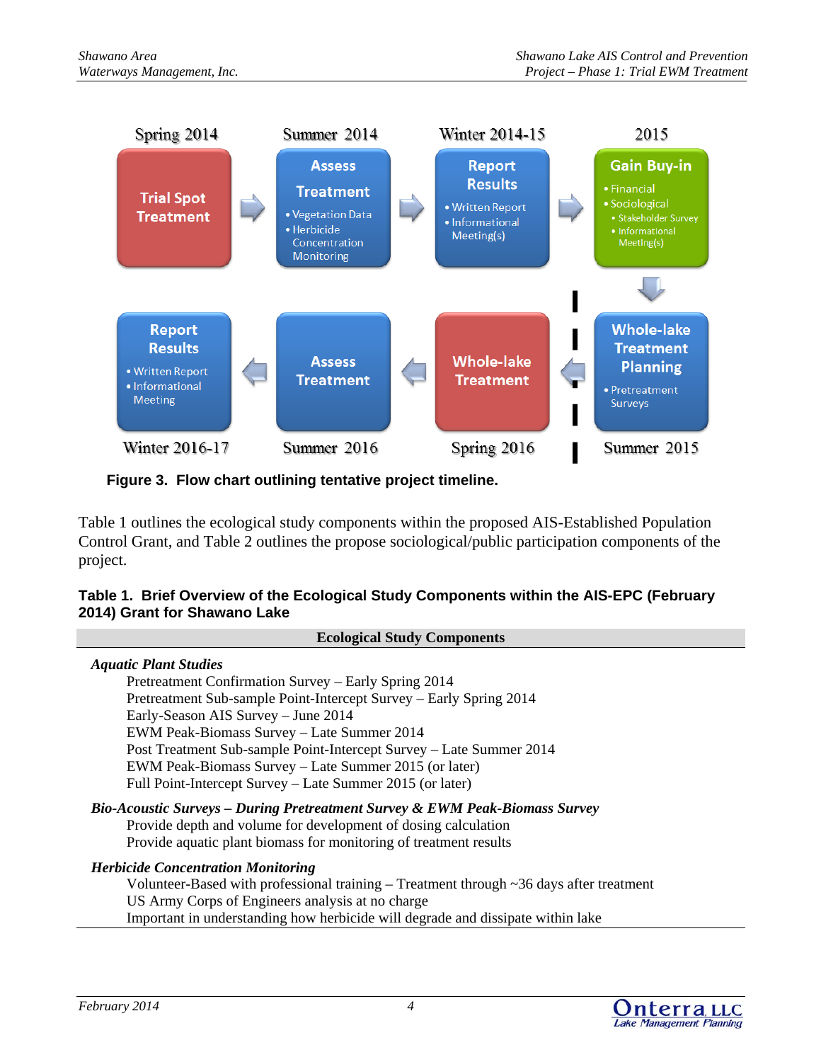Spring 2014 — **Trial Spot Treatment**

Summer 2014 — **Assess Treatment**
- Vegetation Data
- Herbicide Concentration Monitoring

Winter 2014-15 — **Report Results**
- Written Report
- Informational Meeting(s)

2015 — **Gain Buy-in**
- Financial
- Sociological
  - Stakeholder Survey
  - Informational Meeting(s)

Summer 2015 — **Whole-lake Treatment Planning**
- Pretreatment Surveys

Spring 2016 — **Whole-lake Treatment**

Summer 2016 — **Assess Treatment**

Winter 2016-17 — **Report Results**
- Written Report
- Informational Meeting

**Figure 3. Flow chart outlining tentative project timeline.**

Table 1 outlines the ecological study components within the proposed AIS-Established Population Control Grant, and Table 2 outlines the propose sociological/public participation components of the project.

**Table 1. Brief Overview of the Ecological Study Components within the AIS-EPC (February 2014) Grant for Shawano Lake**

| Ecological Study Components |
|---|
| ***Aquatic Plant Studies*** |
| Pretreatment Confirmation Survey – Early Spring 2014 |
| Pretreatment Sub-sample Point-Intercept Survey – Early Spring 2014 |
| Early-Season AIS Survey – June 2014 |
| EWM Peak-Biomass Survey – Late Summer 2014 |
| Post Treatment Sub-sample Point-Intercept Survey – Late Summer 2014 |
| EWM Peak-Biomass Survey – Late Summer 2015 (or later) |
| Full Point-Intercept Survey – Late Summer 2015 (or later) |
| ***Bio-Acoustic Surveys – During Pretreatment Survey & EWM Peak-Biomass Survey*** |
| Provide depth and volume for development of dosing calculation |
| Provide aquatic plant biomass for monitoring of treatment results |
| ***Herbicide Concentration Monitoring*** |
| Volunteer-Based with professional training – Treatment through ~36 days after treatment |
| US Army Corps of Engineers analysis at no charge |
| Important in understanding how herbicide will degrade and dissipate within lake |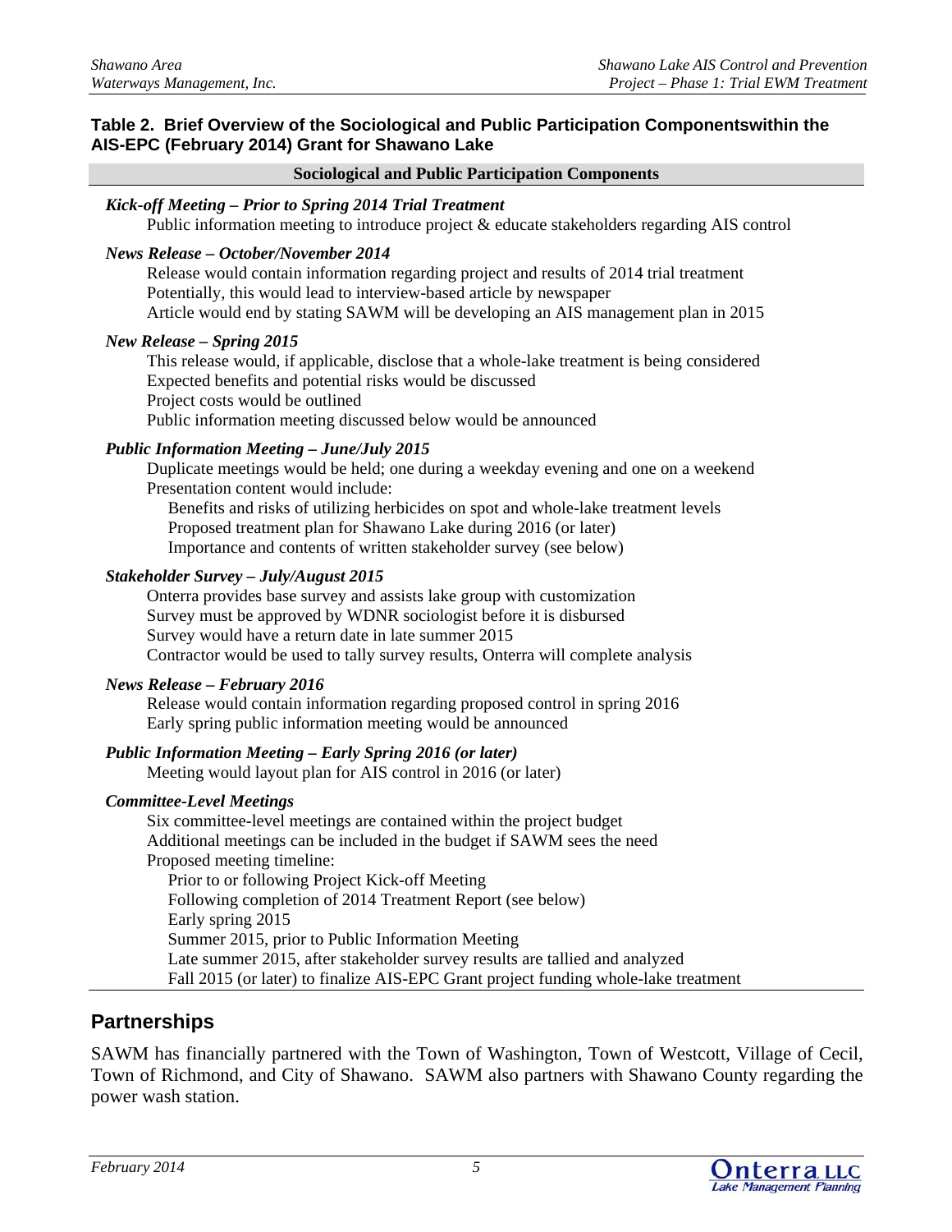**Table 2. Brief Overview of the Sociological and Public Participation Componentswithin the AIS-EPC (February 2014) Grant for Shawano Lake**

| Sociological and Public Participation Components |
| --- |
| ***Kick-off Meeting – Prior to Spring 2014 Trial Treatment*** |
| Public information meeting to introduce project & educate stakeholders regarding AIS control |
| ***News Release – October/November 2014*** |
| Release would contain information regarding project and results of 2014 trial treatment |
| Potentially, this would lead to interview-based article by newspaper |
| Article would end by stating SAWM will be developing an AIS management plan in 2015 |
| ***New Release – Spring 2015*** |
| This release would, if applicable, disclose that a whole-lake treatment is being considered |
| Expected benefits and potential risks would be discussed |
| Project costs would be outlined |
| Public information meeting discussed below would be announced |
| ***Public Information Meeting – June/July 2015*** |
| Duplicate meetings would be held; one during a weekday evening and one on a weekend |
| Presentation content would include: |
| Benefits and risks of utilizing herbicides on spot and whole-lake treatment levels |
| Proposed treatment plan for Shawano Lake during 2016 (or later) |
| Importance and contents of written stakeholder survey (see below) |
| ***Stakeholder Survey – July/August 2015*** |
| Onterra provides base survey and assists lake group with customization |
| Survey must be approved by WDNR sociologist before it is disbursed |
| Survey would have a return date in late summer 2015 |
| Contractor would be used to tally survey results, Onterra will complete analysis |
| ***News Release – February 2016*** |
| Release would contain information regarding proposed control in spring 2016 |
| Early spring public information meeting would be announced |
| ***Public Information Meeting – Early Spring 2016 (or later)*** |
| Meeting would layout plan for AIS control in 2016 (or later) |
| ***Committee-Level Meetings*** |
| Six committee-level meetings are contained within the project budget |
| Additional meetings can be included in the budget if SAWM sees the need |
| Proposed meeting timeline: |
| Prior to or following Project Kick-off Meeting |
| Following completion of 2014 Treatment Report (see below) |
| Early spring 2015 |
| Summer 2015, prior to Public Information Meeting |
| Late summer 2015, after stakeholder survey results are tallied and analyzed |
| Fall 2015 (or later) to finalize AIS-EPC Grant project funding whole-lake treatment |

## Partnerships

SAWM has financially partnered with the Town of Washington, Town of Westcott, Village of Cecil, Town of Richmond, and City of Shawano. SAWM also partners with Shawano County regarding the power wash station.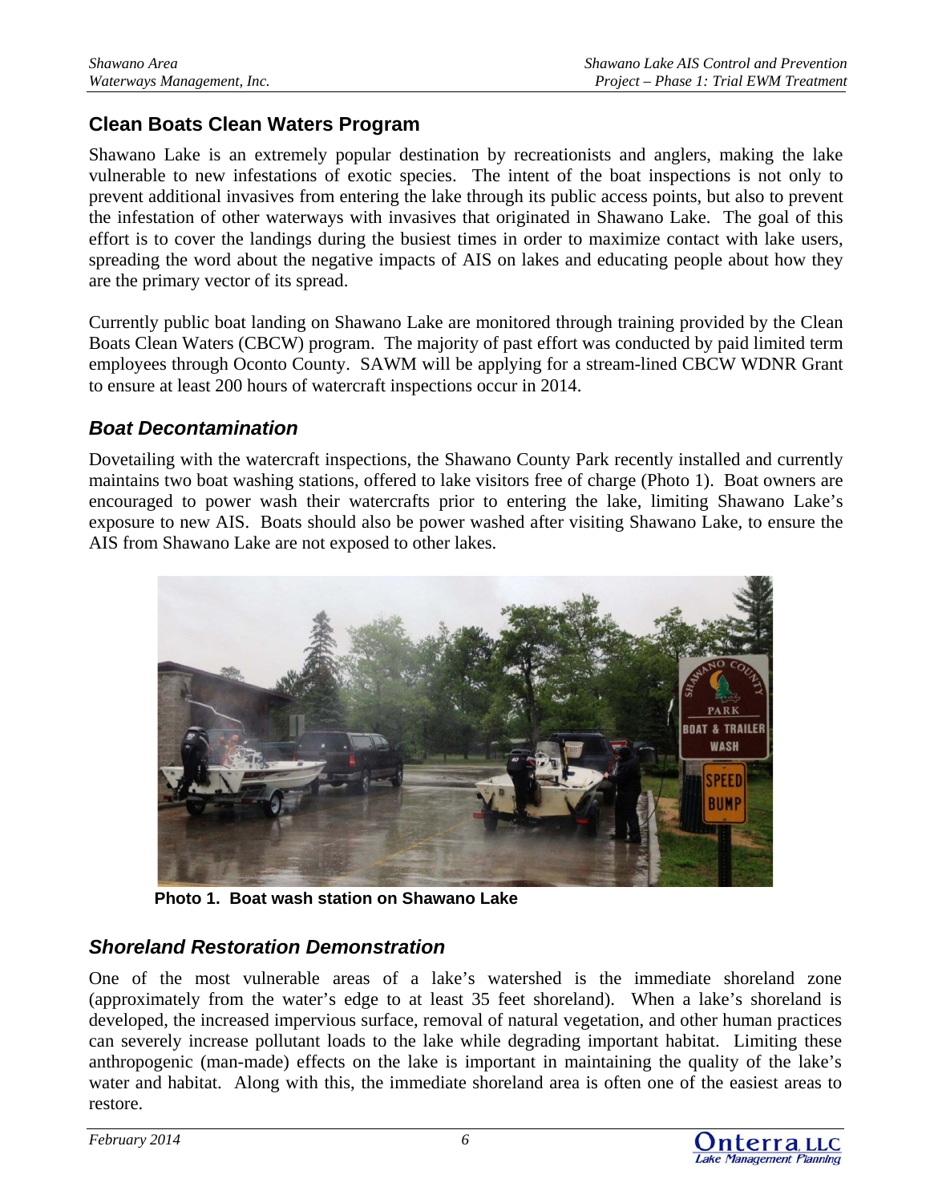## Clean Boats Clean Waters Program

Shawano Lake is an extremely popular destination by recreationists and anglers, making the lake vulnerable to new infestations of exotic species. The intent of the boat inspections is not only to prevent additional invasives from entering the lake through its public access points, but also to prevent the infestation of other waterways with invasives that originated in Shawano Lake. The goal of this effort is to cover the landings during the busiest times in order to maximize contact with lake users, spreading the word about the negative impacts of AIS on lakes and educating people about how they are the primary vector of its spread.

Currently public boat landing on Shawano Lake are monitored through training provided by the Clean Boats Clean Waters (CBCW) program. The majority of past effort was conducted by paid limited term employees through Oconto County. SAWM will be applying for a stream-lined CBCW WDNR Grant to ensure at least 200 hours of watercraft inspections occur in 2014.

### *Boat Decontamination*

Dovetailing with the watercraft inspections, the Shawano County Park recently installed and currently maintains two boat washing stations, offered to lake visitors free of charge (Photo 1). Boat owners are encouraged to power wash their watercrafts prior to entering the lake, limiting Shawano Lake's exposure to new AIS. Boats should also be power washed after visiting Shawano Lake, to ensure the AIS from Shawano Lake are not exposed to other lakes.

**Photo 1. Boat wash station on Shawano Lake**

### *Shoreland Restoration Demonstration*

One of the most vulnerable areas of a lake's watershed is the immediate shoreland zone (approximately from the water's edge to at least 35 feet shoreland). When a lake's shoreland is developed, the increased impervious surface, removal of natural vegetation, and other human practices can severely increase pollutant loads to the lake while degrading important habitat. Limiting these anthropogenic (man-made) effects on the lake is important in maintaining the quality of the lake's water and habitat. Along with this, the immediate shoreland area is often one of the easiest areas to restore.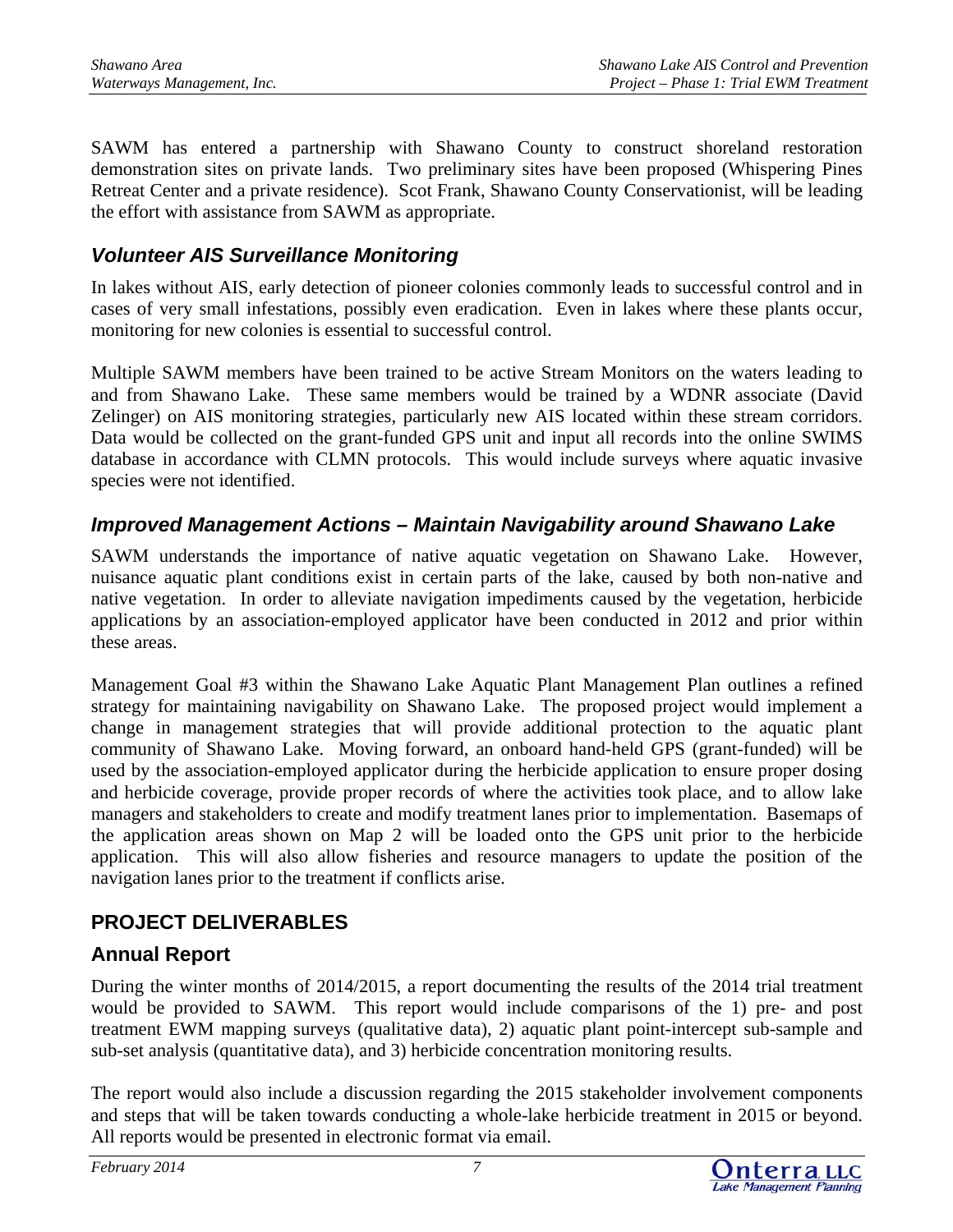SAWM has entered a partnership with Shawano County to construct shoreland restoration demonstration sites on private lands. Two preliminary sites have been proposed (Whispering Pines Retreat Center and a private residence). Scot Frank, Shawano County Conservationist, will be leading the effort with assistance from SAWM as appropriate.

### *Volunteer AIS Surveillance Monitoring*

In lakes without AIS, early detection of pioneer colonies commonly leads to successful control and in cases of very small infestations, possibly even eradication. Even in lakes where these plants occur, monitoring for new colonies is essential to successful control.

Multiple SAWM members have been trained to be active Stream Monitors on the waters leading to and from Shawano Lake. These same members would be trained by a WDNR associate (David Zelinger) on AIS monitoring strategies, particularly new AIS located within these stream corridors. Data would be collected on the grant-funded GPS unit and input all records into the online SWIMS database in accordance with CLMN protocols. This would include surveys where aquatic invasive species were not identified.

### *Improved Management Actions – Maintain Navigability around Shawano Lake*

SAWM understands the importance of native aquatic vegetation on Shawano Lake. However, nuisance aquatic plant conditions exist in certain parts of the lake, caused by both non-native and native vegetation. In order to alleviate navigation impediments caused by the vegetation, herbicide applications by an association-employed applicator have been conducted in 2012 and prior within these areas.

Management Goal #3 within the Shawano Lake Aquatic Plant Management Plan outlines a refined strategy for maintaining navigability on Shawano Lake. The proposed project would implement a change in management strategies that will provide additional protection to the aquatic plant community of Shawano Lake. Moving forward, an onboard hand-held GPS (grant-funded) will be used by the association-employed applicator during the herbicide application to ensure proper dosing and herbicide coverage, provide proper records of where the activities took place, and to allow lake managers and stakeholders to create and modify treatment lanes prior to implementation. Basemaps of the application areas shown on Map 2 will be loaded onto the GPS unit prior to the herbicide application. This will also allow fisheries and resource managers to update the position of the navigation lanes prior to the treatment if conflicts arise.

## PROJECT DELIVERABLES

### Annual Report

During the winter months of 2014/2015, a report documenting the results of the 2014 trial treatment would be provided to SAWM. This report would include comparisons of the 1) pre- and post treatment EWM mapping surveys (qualitative data), 2) aquatic plant point-intercept sub-sample and sub-set analysis (quantitative data), and 3) herbicide concentration monitoring results.

The report would also include a discussion regarding the 2015 stakeholder involvement components and steps that will be taken towards conducting a whole-lake herbicide treatment in 2015 or beyond. All reports would be presented in electronic format via email.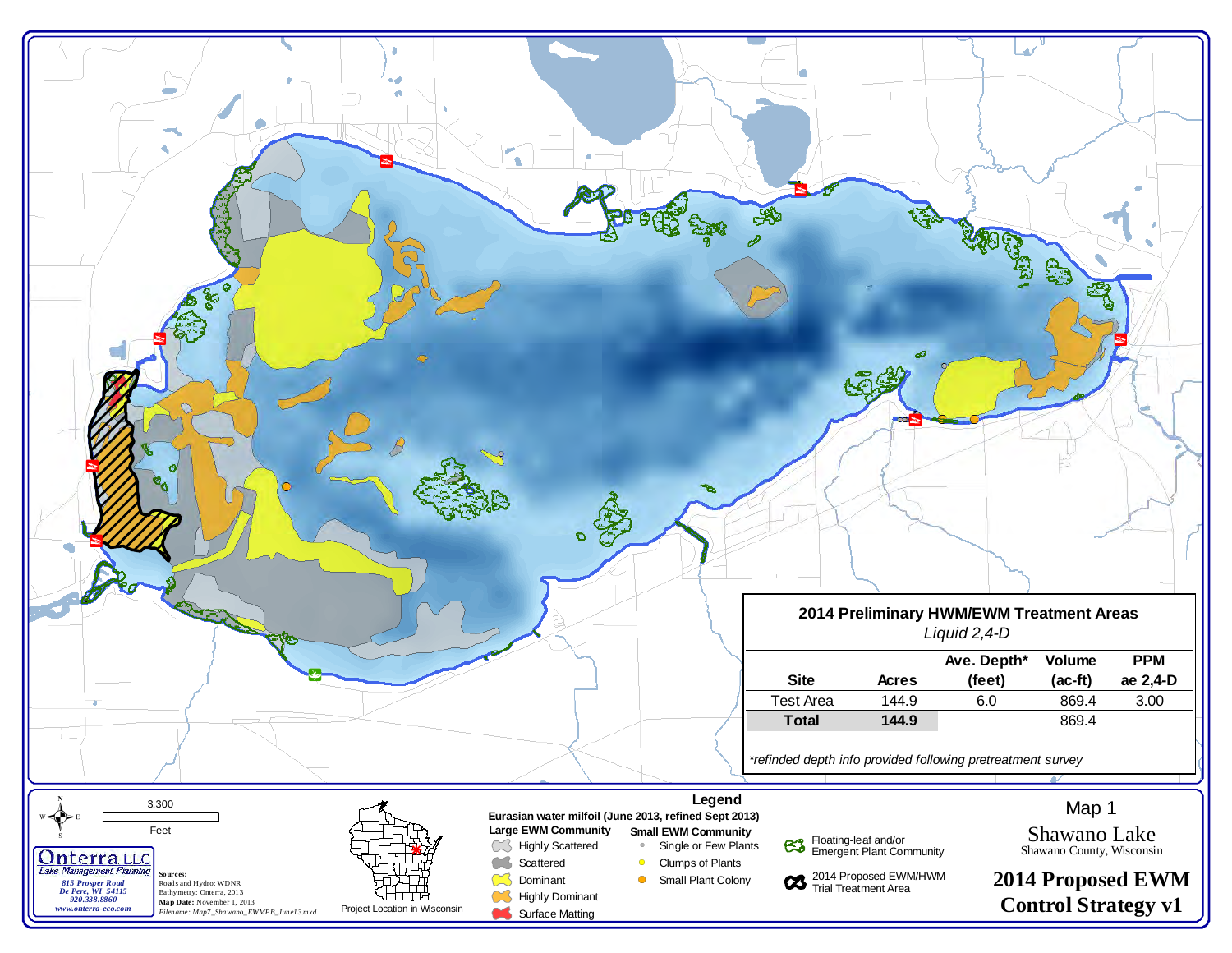## 2014 Preliminary HWM/EWM Treatment Areas

*Liquid 2,4-D*

| Site | Acres | Ave. Depth* (feet) | Volume (ac-ft) | PPM ae 2,4-D |
|---|---|---|---|---|
| Test Area | 144.9 | 6.0 | 869.4 | 3.00 |
| **Total** | **144.9** | | 869.4 | |

*refinded depth info provided following pretreatment survey

3,300

Feet

**Onterra LLC**
*Lake Management Planning*
815 Prosper Road
De Pere, WI 54115
920.338.8860
www.onterra-eco.com

**Sources:**
Roads and Hydro: WDNR
Bathymetry: Onterra, 2013
**Map Date:** November 1, 2013
*Filename: Map7_Shawano_EWMPB_June13.mxd*

Project Location in Wisconsin

### Legend

**Eurasian water milfoil (June 2013, refined Sept 2013)**

**Large EWM Community**
- Highly Scattered
- Scattered
- Dominant
- Highly Dominant
- Surface Matting

**Small EWM Community**
- Single or Few Plants
- Clumps of Plants
- Small Plant Colony

Floating-leaf and/or Emergent Plant Community

2014 Proposed EWM/HWM Trial Treatment Area

Map 1

Shawano Lake

Shawano County, Wisconsin

**2014 Proposed EWM Control Strategy v1**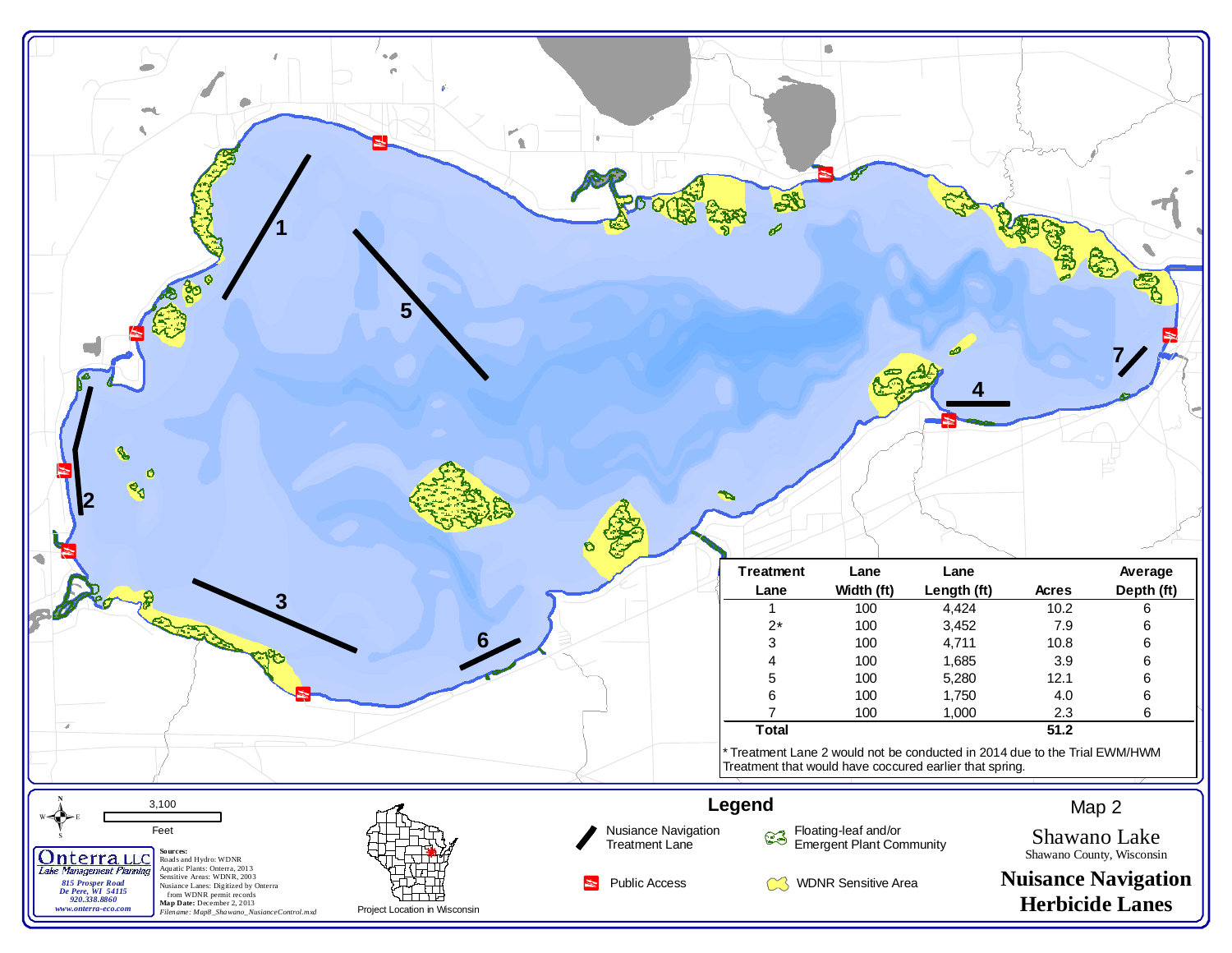| Treatment Lane | Lane Width (ft) | Lane Length (ft) | Acres | Average Depth (ft) |
|---|---|---|---|---|
| 1 | 100 | 4,424 | 10.2 | 6 |
| 2* | 100 | 3,452 | 7.9 | 6 |
| 3 | 100 | 4,711 | 10.8 | 6 |
| 4 | 100 | 1,685 | 3.9 | 6 |
| 5 | 100 | 5,280 | 12.1 | 6 |
| 6 | 100 | 1,750 | 4.0 | 6 |
| 7 | 100 | 1,000 | 2.3 | 6 |
| **Total** | | | **51.2** | |

* Treatment Lane 2 would not be conducted in 2014 due to the Trial EWM/HWM Treatment that would have coccured earlier that spring.

1
2
3
4
5
6
7

3,100
Feet

N
W E
S

Onterra LLC
Lake Management Planning
815 Prosper Road
De Pere, WI 54115
920.338.8860
www.onterra-eco.com

**Sources:**
Roads and Hydro: WDNR
Aquatic Plants: Onterra, 2013
Sensitive Areas: WDNR, 2003
Nuisance Lanes: Digitized by Onterra from WDNR permit records
**Map Date:** December 2, 2013
*Filename: Map8_Shawano_NusianceControl.mxd*

Project Location in Wisconsin

**Legend**

Nusiance Navigation Treatment Lane

Public Access

Floating-leaf and/or Emergent Plant Community

WDNR Sensitive Area

Map 2

Shawano Lake

Shawano County, Wisconsin

**Nuisance Navigation Herbicide Lanes**